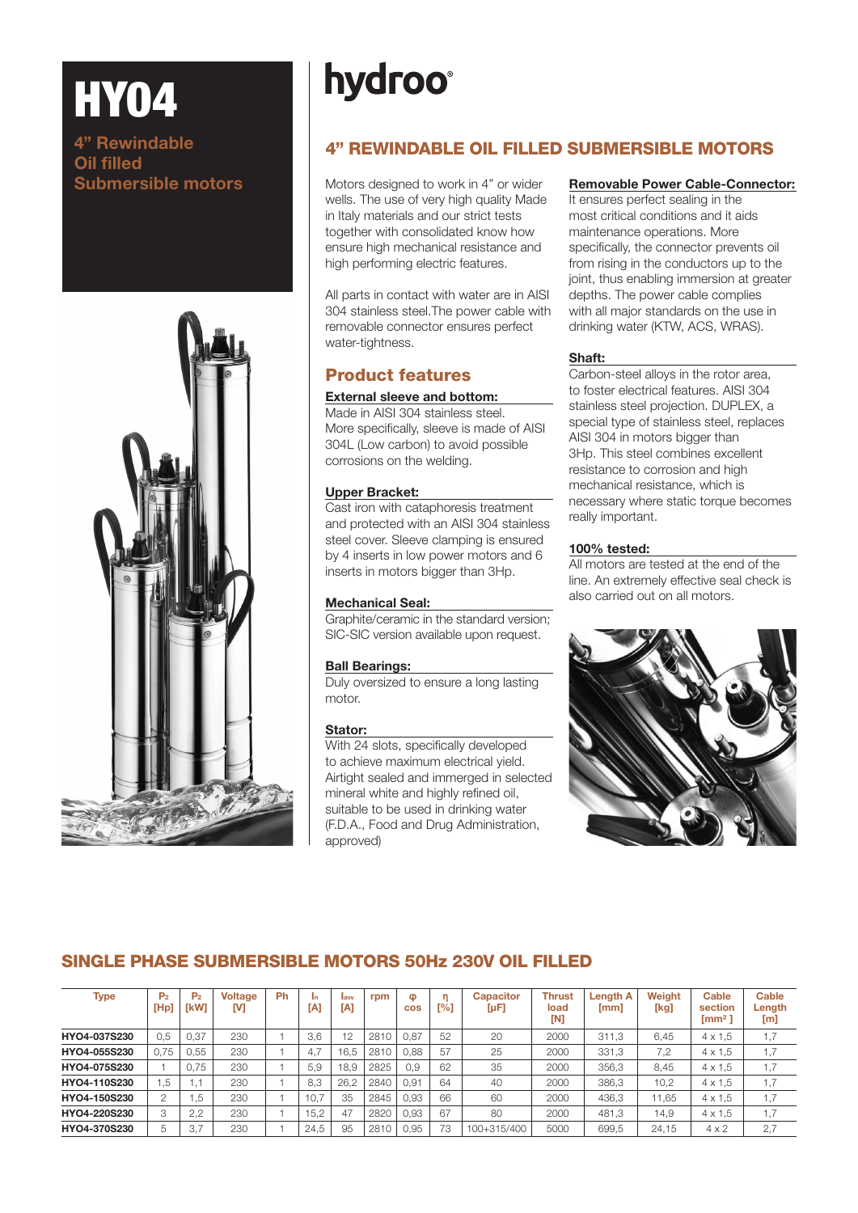# HY04

## 4" Rewindable Oil filled Submersible motors

**hydroo®**

## 4" REWINDABLE OIL FILLED SUBMERSIBLE MOTORS

Motors designed to work in 4" or wider wells. The use of very high quality Made in Italy materials and our strict tests together with consolidated know how ensure high mechanical resistance and high performing electric features.

All parts in contact with water are in AISI 304 stainless steel.The power cable with removable connector ensures perfect water-tightness.

## Product features

**External sleeve and bottom:**
Made in AISI 304 stainless steel. More specifically, sleeve is made of AISI 304L (Low carbon) to avoid possible corrosions on the welding.

**Upper Bracket:**
Cast iron with cataphoresis treatment and protected with an AISI 304 stainless steel cover. Sleeve clamping is ensured by 4 inserts in low power motors and 6 inserts in motors bigger than 3Hp.

**Mechanical Seal:**
Graphite/ceramic in the standard version; SIC-SIC version available upon request.

**Ball Bearings:**
Duly oversized to ensure a long lasting motor.

**Stator:**
With 24 slots, specifically developed to achieve maximum electrical yield. Airtight sealed and immerged in selected mineral white and highly refined oil, suitable to be used in drinking water (F.D.A., Food and Drug Administration, approved)

**Removable Power Cable-Connector:**
It ensures perfect sealing in the most critical conditions and it aids maintenance operations. More specifically, the connector prevents oil from rising in the conductors up to the joint, thus enabling immersion at greater depths. The power cable complies with all major standards on the use in drinking water (KTW, ACS, WRAS).

**Shaft:**
Carbon-steel alloys in the rotor area, to foster electrical features. AISI 304 stainless steel projection. DUPLEX, a special type of stainless steel, replaces AISI 304 in motors bigger than 3Hp. This steel combines excellent resistance to corrosion and high mechanical resistance, which is necessary where static torque becomes really important.

**100% tested:**
All motors are tested at the end of the line. An extremely effective seal check is also carried out on all motors.

## SINGLE PHASE SUBMERSIBLE MOTORS 50Hz 230V OIL FILLED

| Type | $P_2$ [Hp] | $P_2$ [kW] | Voltage [V] | Ph | $I_n$ [A] | $I_{avv}$ [A] | rpm | cos φ | η [%] | Capacitor [μF] | Thrust load [N] | Length A [mm] | Weight [kg] | Cable section [mm²] | Cable Length [m] |
|---|---|---|---|---|---|---|---|---|---|---|---|---|---|---|---|
| HY04-037S230 | 0,5 | 0,37 | 230 | 1 | 3,6 | 12 | 2810 | 0,87 | 52 | 20 | 2000 | 311,3 | 6,45 | 4 x 1,5 | 1,7 |
| HY04-055S230 | 0,75 | 0,55 | 230 | 1 | 4,7 | 16,5 | 2810 | 0,88 | 57 | 25 | 2000 | 331,3 | 7,2 | 4 x 1,5 | 1,7 |
| HY04-075S230 | 1 | 0,75 | 230 | 1 | 5,9 | 18,9 | 2825 | 0,9 | 62 | 35 | 2000 | 356,3 | 8,45 | 4 x 1,5 | 1,7 |
| HY04-110S230 | 1,5 | 1,1 | 230 | 1 | 8,3 | 26,2 | 2840 | 0,91 | 64 | 40 | 2000 | 386,3 | 10,2 | 4 x 1,5 | 1,7 |
| HY04-150S230 | 2 | 1,5 | 230 | 1 | 10,7 | 35 | 2845 | 0,93 | 66 | 60 | 2000 | 436,3 | 11,65 | 4 x 1,5 | 1,7 |
| HY04-220S230 | 3 | 2,2 | 230 | 1 | 15,2 | 47 | 2820 | 0,93 | 67 | 80 | 2000 | 481,3 | 14,9 | 4 x 1,5 | 1,7 |
| HY04-370S230 | 5 | 3,7 | 230 | 1 | 24,5 | 95 | 2810 | 0,95 | 73 | 100+315/400 | 5000 | 699,5 | 24,15 | 4 x 2 | 2,7 |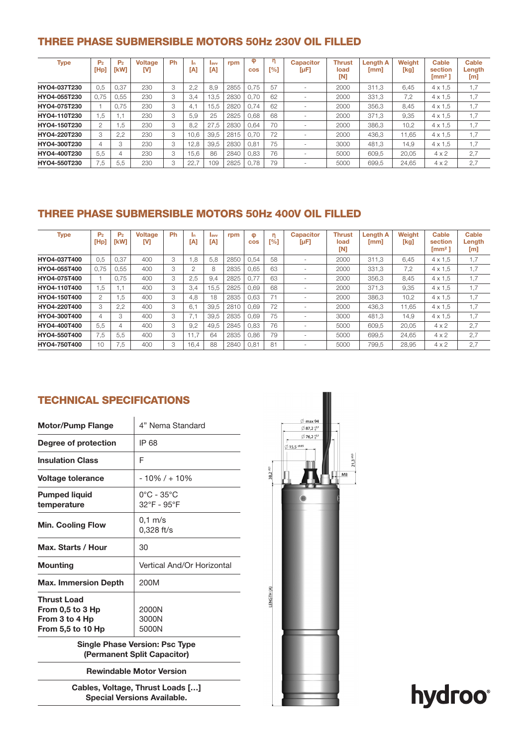## THREE PHASE SUBMERSIBLE MOTORS 50Hz 230V OIL FILLED

| Type | $P_2$ [Hp] | $P_2$ [kW] | Voltage [V] | Ph | $I_n$ [A] | $I_{avv}$ [A] | rpm | φ cos | η [%] | Capacitor [μF] | Thrust load [N] | Length A [mm] | Weight [kg] | Cable section [mm²] | Cable Length [m] |
|---|---|---|---|---|---|---|---|---|---|---|---|---|---|---|---|
| HYO4-037T230 | 0,5 | 0,37 | 230 | 3 | 2,2 | 8,9 | 2855 | 0,75 | 57 | - | 2000 | 311,3 | 6,45 | 4 x 1,5 | 1,7 |
| HYO4-055T230 | 0,75 | 0,55 | 230 | 3 | 3,4 | 13,5 | 2830 | 0,70 | 62 | - | 2000 | 331,3 | 7,2 | 4 x 1,5 | 1,7 |
| HYO4-075T230 | 1 | 0,75 | 230 | 3 | 4,1 | 15,5 | 2820 | 0,74 | 62 | - | 2000 | 356,3 | 8,45 | 4 x 1,5 | 1,7 |
| HYO4-110T230 | 1,5 | 1,1 | 230 | 3 | 5,9 | 25 | 2825 | 0,68 | 68 | - | 2000 | 371,3 | 9,35 | 4 x 1,5 | 1,7 |
| HYO4-150T230 | 2 | 1,5 | 230 | 3 | 8,2 | 27,5 | 2830 | 0,64 | 70 | - | 2000 | 386,3 | 10,2 | 4 x 1,5 | 1,7 |
| HYO4-220T230 | 3 | 2,2 | 230 | 3 | 10,6 | 39,5 | 2815 | 0,70 | 72 | - | 2000 | 436,3 | 11,65 | 4 x 1,5 | 1,7 |
| HYO4-300T230 | 4 | 3 | 230 | 3 | 12,8 | 39,5 | 2830 | 0,81 | 75 | - | 3000 | 481,3 | 14,9 | 4 x 1,5 | 1,7 |
| HYO4-400T230 | 5,5 | 4 | 230 | 3 | 15,6 | 86 | 2840 | 0,83 | 76 | - | 5000 | 609,5 | 20,05 | 4 x 2 | 2,7 |
| HYO4-550T230 | 7,5 | 5,5 | 230 | 3 | 22,7 | 109 | 2825 | 0,78 | 79 | - | 5000 | 699,5 | 24,65 | 4 x 2 | 2,7 |

## THREE PHASE SUBMERSIBLE MOTORS 50Hz 400V OIL FILLED

| Type | $P_2$ [Hp] | $P_2$ [kW] | Voltage [V] | Ph | $I_n$ [A] | $I_{avv}$ [A] | rpm | φ cos | η [%] | Capacitor [μF] | Thrust load [N] | Length A [mm] | Weight [kg] | Cable section [mm²] | Cable Length [m] |
|---|---|---|---|---|---|---|---|---|---|---|---|---|---|---|---|
| HYO4-037T400 | 0,5 | 0,37 | 400 | 3 | 1,8 | 5,8 | 2850 | 0,54 | 58 | - | 2000 | 311,3 | 6,45 | 4 x 1,5 | 1,7 |
| HYO4-055T400 | 0,75 | 0,55 | 400 | 3 | 2 | 8 | 2835 | 0,65 | 63 | - | 2000 | 331,3 | 7,2 | 4 x 1,5 | 1,7 |
| HYO4-075T400 | 1 | 0,75 | 400 | 3 | 2,5 | 9,4 | 2825 | 0,77 | 63 | - | 2000 | 356,3 | 8,45 | 4 x 1,5 | 1,7 |
| HYO4-110T400 | 1,5 | 1,1 | 400 | 3 | 3,4 | 15,5 | 2825 | 0,69 | 68 | - | 2000 | 371,3 | 9,35 | 4 x 1,5 | 1,7 |
| HYO4-150T400 | 2 | 1,5 | 400 | 3 | 4,8 | 18 | 2835 | 0,63 | 71 | - | 2000 | 386,3 | 10,2 | 4 x 1,5 | 1,7 |
| HYO4-220T400 | 3 | 2,2 | 400 | 3 | 6,1 | 39,5 | 2810 | 0,69 | 72 | - | 2000 | 436,3 | 11,65 | 4 x 1,5 | 1,7 |
| HYO4-300T400 | 4 | 3 | 400 | 3 | 7,1 | 39,5 | 2835 | 0,69 | 75 | - | 3000 | 481,3 | 14,9 | 4 x 1,5 | 1,7 |
| HYO4-400T400 | 5,5 | 4 | 400 | 3 | 9,2 | 49,5 | 2845 | 0,83 | 76 | - | 5000 | 609,5 | 20,05 | 4 x 2 | 2,7 |
| HYO4-550T400 | 7,5 | 5,5 | 400 | 3 | 11,7 | 64 | 2835 | 0,86 | 79 | - | 5000 | 699,5 | 24,65 | 4 x 2 | 2,7 |
| HYO4-750T400 | 10 | 7,5 | 400 | 3 | 16,4 | 88 | 2840 | 0,81 | 81 | - | 5000 | 799,5 | 28,95 | 4 x 2 | 2,7 |

## TECHNICAL SPECIFICATIONS

| | |
|---|---|
| **Motor/Pump Flange** | 4" Nema Standard |
| **Degree of protection** | IP 68 |
| **Insulation Class** | F |
| **Voltage tolerance** | - 10% / + 10% |
| **Pumped liquid temperature** | 0°C - 35°C<br>32°F - 95°F |
| **Min. Cooling Flow** | 0,1 m/s<br>0,328 ft/s |
| **Max. Starts / Hour** | 30 |
| **Mounting** | Vertical And/Or Horizontal |
| **Max. Immersion Depth** | 200M |
| **Thrust Load**<br>**From 0,5 to 3 Hp**<br>**From 3 to 4 Hp**<br>**From 5,5 to 10 Hp** | <br>2000N<br>3000N<br>5000N |

**Single Phase Version: Psc Type (Permanent Split Capacitor)**

**Rewindable Motor Version**

**Cables, Voltage, Thrust Loads […] Special Versions Available.**

∅ max 94
∅ 87,2
∅ 76,2
∅ 15,5
38,2
21,3
M8
LENGTH (A)

hydroo®